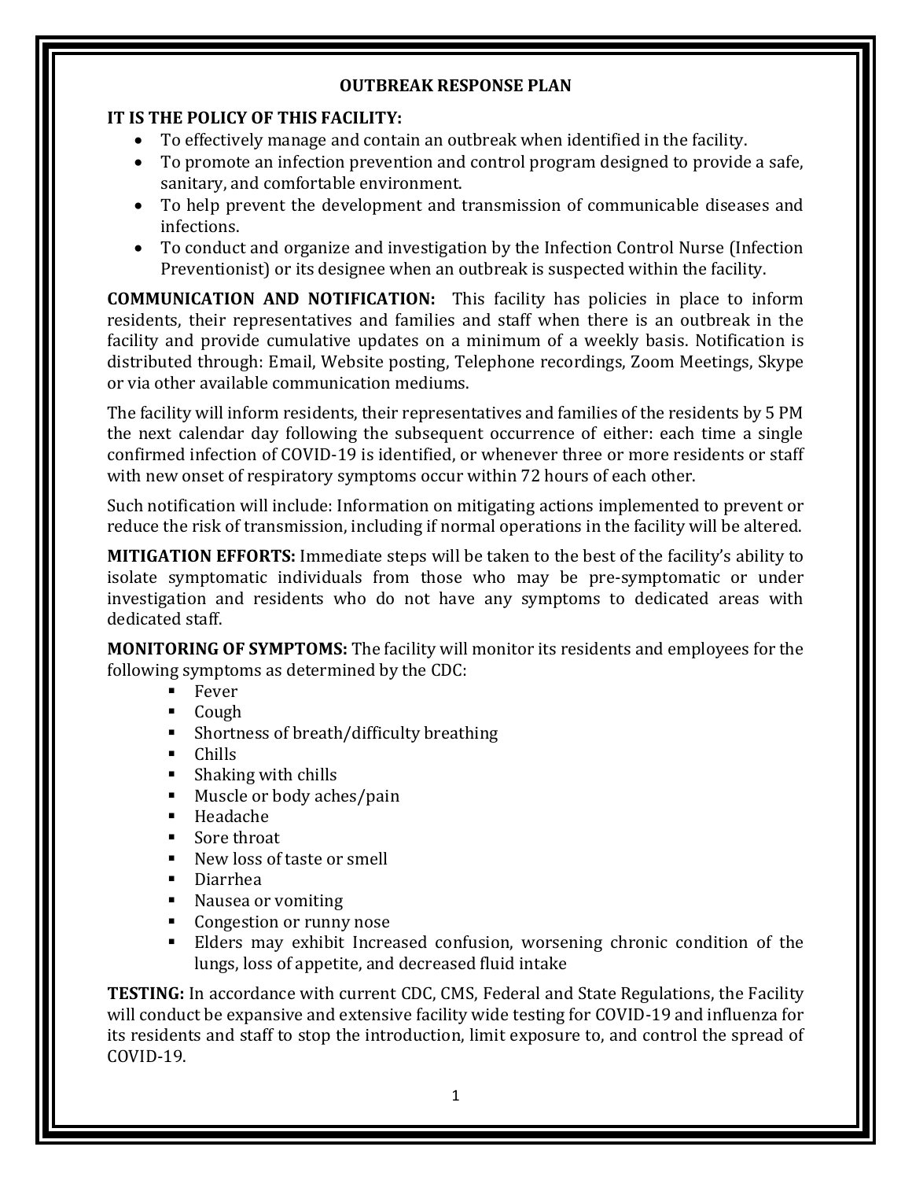# OUTBREAK RESPONSE PLAN

**IT IS THE POLICY OF THIS FACILITY:**

- To effectively manage and contain an outbreak when identified in the facility.
- To promote an infection prevention and control program designed to provide a safe, sanitary, and comfortable environment.
- To help prevent the development and transmission of communicable diseases and infections.
- To conduct and organize and investigation by the Infection Control Nurse (Infection Preventionist) or its designee when an outbreak is suspected within the facility.

**COMMUNICATION AND NOTIFICATION:** This facility has policies in place to inform residents, their representatives and families and staff when there is an outbreak in the facility and provide cumulative updates on a minimum of a weekly basis. Notification is distributed through: Email, Website posting, Telephone recordings, Zoom Meetings, Skype or via other available communication mediums.

The facility will inform residents, their representatives and families of the residents by 5 PM the next calendar day following the subsequent occurrence of either: each time a single confirmed infection of COVID-19 is identified, or whenever three or more residents or staff with new onset of respiratory symptoms occur within 72 hours of each other.

Such notification will include: Information on mitigating actions implemented to prevent or reduce the risk of transmission, including if normal operations in the facility will be altered.

**MITIGATION EFFORTS:** Immediate steps will be taken to the best of the facility's ability to isolate symptomatic individuals from those who may be pre-symptomatic or under investigation and residents who do not have any symptoms to dedicated areas with dedicated staff.

**MONITORING OF SYMPTOMS:** The facility will monitor its residents and employees for the following symptoms as determined by the CDC:

- Fever
- Cough
- Shortness of breath/difficulty breathing
- Chills
- Shaking with chills
- Muscle or body aches/pain
- Headache
- Sore throat
- New loss of taste or smell
- Diarrhea
- Nausea or vomiting
- Congestion or runny nose
- Elders may exhibit Increased confusion, worsening chronic condition of the lungs, loss of appetite, and decreased fluid intake

**TESTING:** In accordance with current CDC, CMS, Federal and State Regulations, the Facility will conduct be expansive and extensive facility wide testing for COVID-19 and influenza for its residents and staff to stop the introduction, limit exposure to, and control the spread of COVID-19.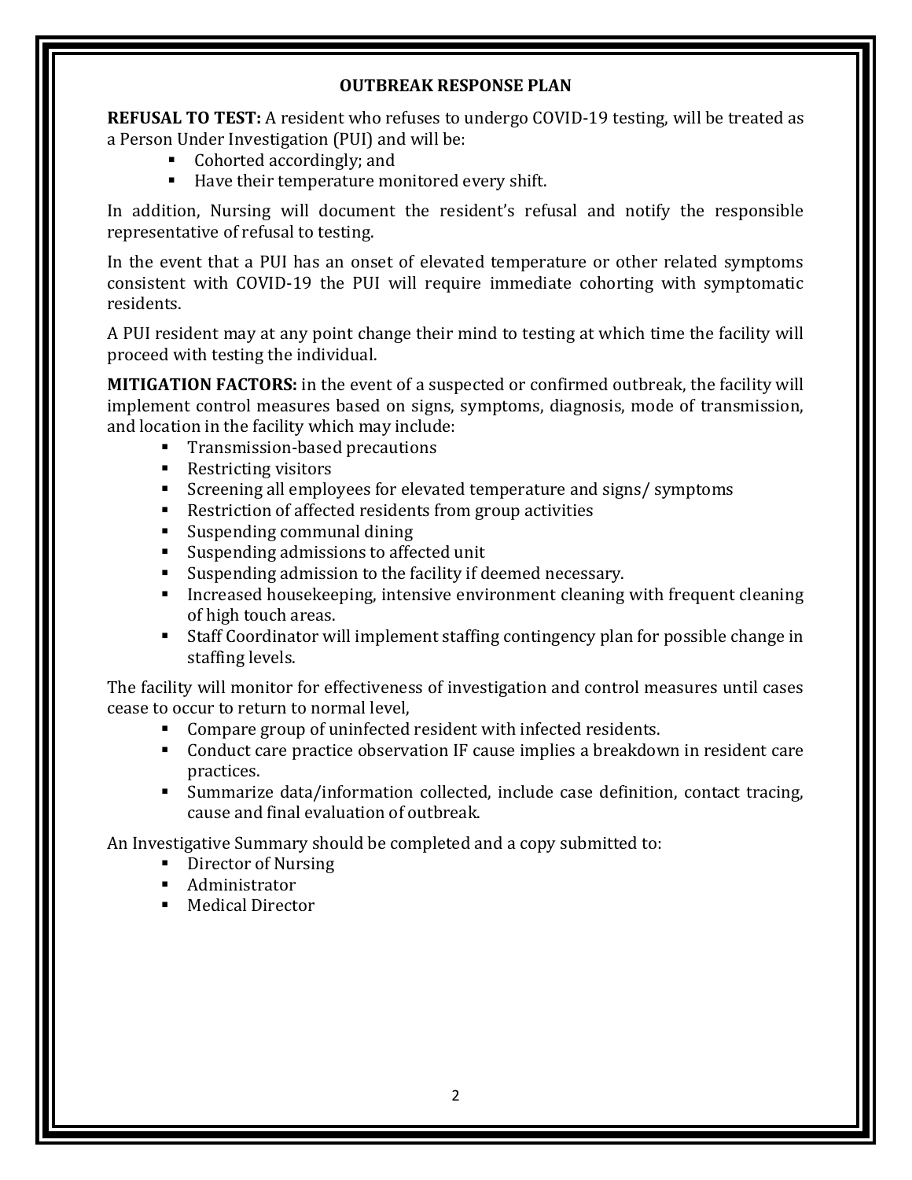## OUTBREAK RESPONSE PLAN

**REFUSAL TO TEST:** A resident who refuses to undergo COVID-19 testing, will be treated as a Person Under Investigation (PUI) and will be:

- Cohorted accordingly; and
- Have their temperature monitored every shift.

In addition, Nursing will document the resident's refusal and notify the responsible representative of refusal to testing.

In the event that a PUI has an onset of elevated temperature or other related symptoms consistent with COVID-19 the PUI will require immediate cohorting with symptomatic residents.

A PUI resident may at any point change their mind to testing at which time the facility will proceed with testing the individual.

**MITIGATION FACTORS:** in the event of a suspected or confirmed outbreak, the facility will implement control measures based on signs, symptoms, diagnosis, mode of transmission, and location in the facility which may include:

- Transmission-based precautions
- Restricting visitors
- Screening all employees for elevated temperature and signs/ symptoms
- Restriction of affected residents from group activities
- Suspending communal dining
- Suspending admissions to affected unit
- Suspending admission to the facility if deemed necessary.
- Increased housekeeping, intensive environment cleaning with frequent cleaning of high touch areas.
- Staff Coordinator will implement staffing contingency plan for possible change in staffing levels.

The facility will monitor for effectiveness of investigation and control measures until cases cease to occur to return to normal level,

- Compare group of uninfected resident with infected residents.
- Conduct care practice observation IF cause implies a breakdown in resident care practices.
- Summarize data/information collected, include case definition, contact tracing, cause and final evaluation of outbreak.

An Investigative Summary should be completed and a copy submitted to:

- Director of Nursing
- Administrator
- Medical Director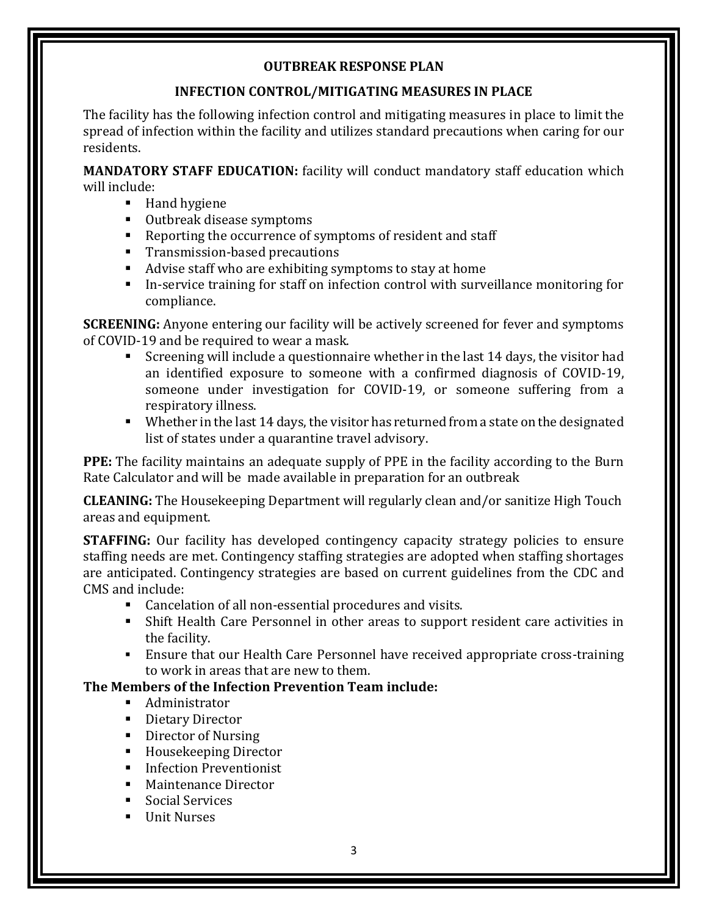## OUTBREAK RESPONSE PLAN

### INFECTION CONTROL/MITIGATING MEASURES IN PLACE

The facility has the following infection control and mitigating measures in place to limit the spread of infection within the facility and utilizes standard precautions when caring for our residents.

**MANDATORY STAFF EDUCATION:** facility will conduct mandatory staff education which will include:

- Hand hygiene
- Outbreak disease symptoms
- Reporting the occurrence of symptoms of resident and staff
- Transmission-based precautions
- Advise staff who are exhibiting symptoms to stay at home
- In-service training for staff on infection control with surveillance monitoring for compliance.

**SCREENING:** Anyone entering our facility will be actively screened for fever and symptoms of COVID-19 and be required to wear a mask.

- Screening will include a questionnaire whether in the last 14 days, the visitor had an identified exposure to someone with a confirmed diagnosis of COVID-19, someone under investigation for COVID-19, or someone suffering from a respiratory illness.
- Whether in the last 14 days, the visitor has returned from a state on the designated list of states under a quarantine travel advisory.

**PPE:** The facility maintains an adequate supply of PPE in the facility according to the Burn Rate Calculator and will be made available in preparation for an outbreak

**CLEANING:** The Housekeeping Department will regularly clean and/or sanitize High Touch areas and equipment.

**STAFFING:** Our facility has developed contingency capacity strategy policies to ensure staffing needs are met. Contingency staffing strategies are adopted when staffing shortages are anticipated. Contingency strategies are based on current guidelines from the CDC and CMS and include:

- Cancelation of all non-essential procedures and visits.
- Shift Health Care Personnel in other areas to support resident care activities in the facility.
- Ensure that our Health Care Personnel have received appropriate cross-training to work in areas that are new to them.

**The Members of the Infection Prevention Team include:**

- Administrator
- Dietary Director
- Director of Nursing
- Housekeeping Director
- Infection Preventionist
- Maintenance Director
- Social Services
- Unit Nurses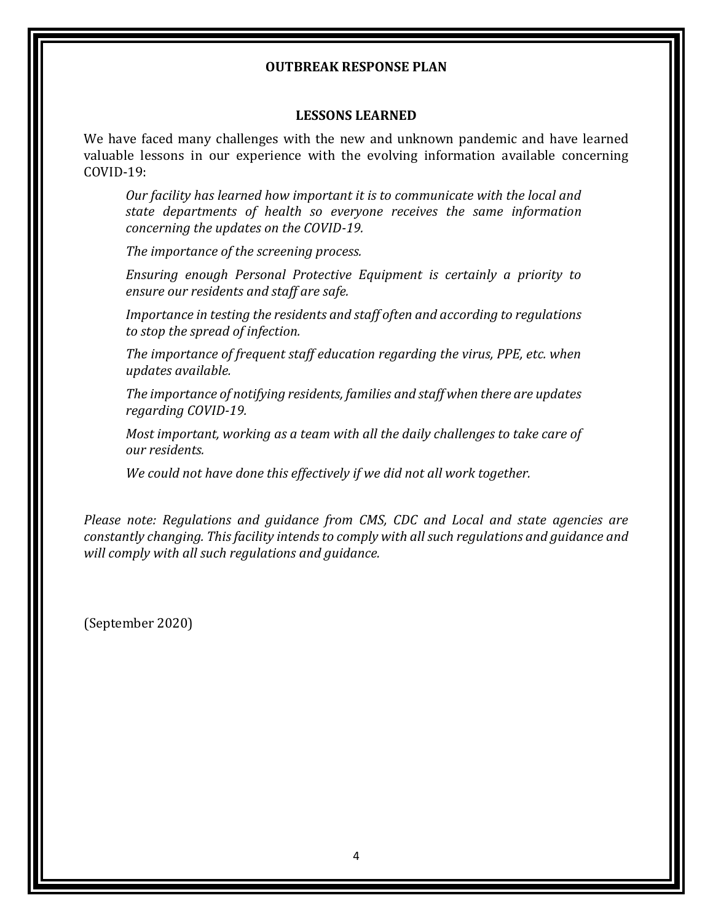**OUTBREAK RESPONSE PLAN**

**LESSONS LEARNED**

We have faced many challenges with the new and unknown pandemic and have learned valuable lessons in our experience with the evolving information available concerning COVID-19:

*Our facility has learned how important it is to communicate with the local and state departments of health so everyone receives the same information concerning the updates on the COVID-19.*

*The importance of the screening process.*

*Ensuring enough Personal Protective Equipment is certainly a priority to ensure our residents and staff are safe.*

*Importance in testing the residents and staff often and according to regulations to stop the spread of infection.*

*The importance of frequent staff education regarding the virus, PPE, etc. when updates available.*

*The importance of notifying residents, families and staff when there are updates regarding COVID-19.*

*Most important, working as a team with all the daily challenges to take care of our residents.*

*We could not have done this effectively if we did not all work together.*

*Please note: Regulations and guidance from CMS, CDC and Local and state agencies are constantly changing. This facility intends to comply with all such regulations and guidance and will comply with all such regulations and guidance.*

(September 2020)